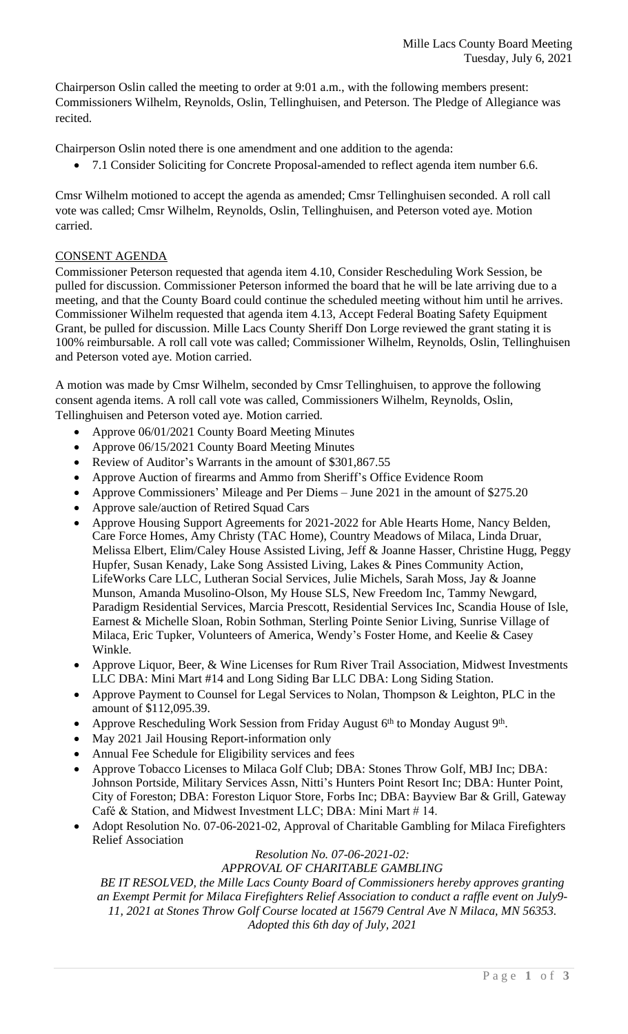Chairperson Oslin called the meeting to order at 9:01 a.m., with the following members present: Commissioners Wilhelm, Reynolds, Oslin, Tellinghuisen, and Peterson. The Pledge of Allegiance was recited.

Chairperson Oslin noted there is one amendment and one addition to the agenda:

- 7.1 Consider Soliciting for Concrete Proposal-amended to reflect agenda item number 6.6.

Cmsr Wilhelm motioned to accept the agenda as amended; Cmsr Tellinghuisen seconded. A roll call vote was called; Cmsr Wilhelm, Reynolds, Oslin, Tellinghuisen, and Peterson voted aye. Motion carried.

## CONSENT AGENDA

Commissioner Peterson requested that agenda item 4.10, Consider Rescheduling Work Session, be pulled for discussion. Commissioner Peterson informed the board that he will be late arriving due to a meeting, and that the County Board could continue the scheduled meeting without him until he arrives. Commissioner Wilhelm requested that agenda item 4.13, Accept Federal Boating Safety Equipment Grant, be pulled for discussion. Mille Lacs County Sheriff Don Lorge reviewed the grant stating it is 100% reimbursable. A roll call vote was called; Commissioner Wilhelm, Reynolds, Oslin, Tellinghuisen and Peterson voted aye. Motion carried.

A motion was made by Cmsr Wilhelm, seconded by Cmsr Tellinghuisen, to approve the following consent agenda items. A roll call vote was called, Commissioners Wilhelm, Reynolds, Oslin, Tellinghuisen and Peterson voted aye. Motion carried.

- Approve 06/01/2021 County Board Meeting Minutes
- Approve 06/15/2021 County Board Meeting Minutes
- Review of Auditor's Warrants in the amount of $301,867.55
- Approve Auction of firearms and Ammo from Sheriff's Office Evidence Room
- Approve Commissioners' Mileage and Per Diems – June 2021 in the amount of $275.20
- Approve sale/auction of Retired Squad Cars
- Approve Housing Support Agreements for 2021-2022 for Able Hearts Home, Nancy Belden, Care Force Homes, Amy Christy (TAC Home), Country Meadows of Milaca, Linda Druar, Melissa Elbert, Elim/Caley House Assisted Living, Jeff & Joanne Hasser, Christine Hugg, Peggy Hupfer, Susan Kenady, Lake Song Assisted Living, Lakes & Pines Community Action, LifeWorks Care LLC, Lutheran Social Services, Julie Michels, Sarah Moss, Jay & Joanne Munson, Amanda Musolino-Olson, My House SLS, New Freedom Inc, Tammy Newgard, Paradigm Residential Services, Marcia Prescott, Residential Services Inc, Scandia House of Isle, Earnest & Michelle Sloan, Robin Sothman, Sterling Pointe Senior Living, Sunrise Village of Milaca, Eric Tupker, Volunteers of America, Wendy's Foster Home, and Keelie & Casey Winkle.
- Approve Liquor, Beer, & Wine Licenses for Rum River Trail Association, Midwest Investments LLC DBA: Mini Mart #14 and Long Siding Bar LLC DBA: Long Siding Station.
- Approve Payment to Counsel for Legal Services to Nolan, Thompson & Leighton, PLC in the amount of $112,095.39.
- Approve Rescheduling Work Session from Friday August 6th to Monday August 9th.
- May 2021 Jail Housing Report-information only
- Annual Fee Schedule for Eligibility services and fees
- Approve Tobacco Licenses to Milaca Golf Club; DBA: Stones Throw Golf, MBJ Inc; DBA: Johnson Portside, Military Services Assn, Nitti's Hunters Point Resort Inc; DBA: Hunter Point, City of Foreston; DBA: Foreston Liquor Store, Forbs Inc; DBA: Bayview Bar & Grill, Gateway Café & Station, and Midwest Investment LLC; DBA: Mini Mart # 14.
- Adopt Resolution No. 07-06-2021-02, Approval of Charitable Gambling for Milaca Firefighters Relief Association

*Resolution No. 07-06-2021-02:*
*APPROVAL OF CHARITABLE GAMBLING*

*BE IT RESOLVED, the Mille Lacs County Board of Commissioners hereby approves granting an Exempt Permit for Milaca Firefighters Relief Association to conduct a raffle event on July9-11, 2021 at Stones Throw Golf Course located at 15679 Central Ave N Milaca, MN 56353.*
*Adopted this 6th day of July, 2021*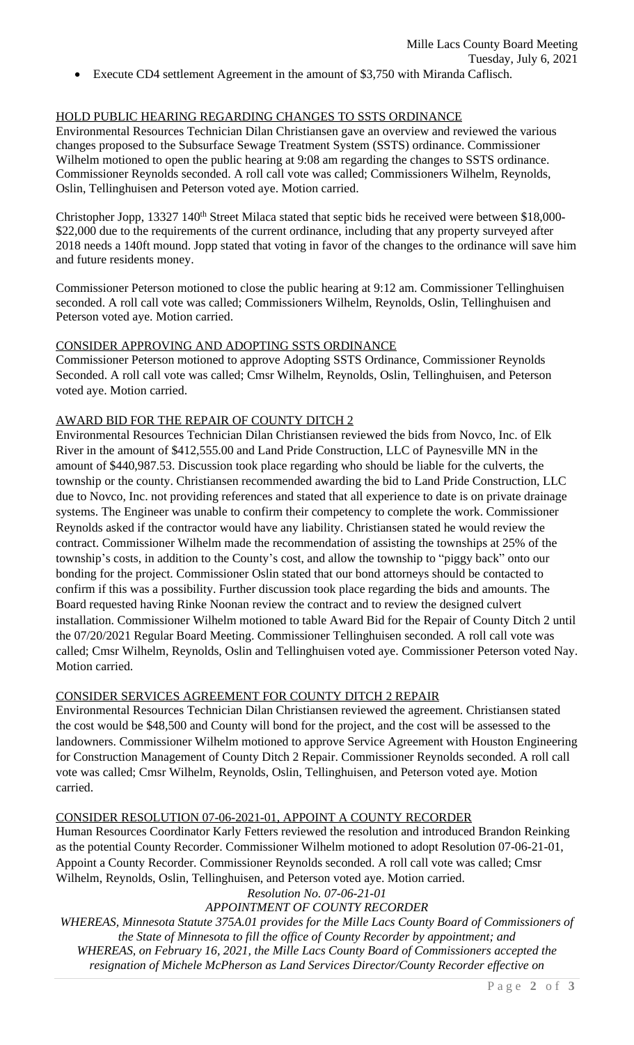- Execute CD4 settlement Agreement in the amount of $3,750 with Miranda Caflisch.

## HOLD PUBLIC HEARING REGARDING CHANGES TO SSTS ORDINANCE

Environmental Resources Technician Dilan Christiansen gave an overview and reviewed the various changes proposed to the Subsurface Sewage Treatment System (SSTS) ordinance. Commissioner Wilhelm motioned to open the public hearing at 9:08 am regarding the changes to SSTS ordinance. Commissioner Reynolds seconded. A roll call vote was called; Commissioners Wilhelm, Reynolds, Oslin, Tellinghuisen and Peterson voted aye. Motion carried.

Christopher Jopp, 13327 140th Street Milaca stated that septic bids he received were between $18,000-$22,000 due to the requirements of the current ordinance, including that any property surveyed after 2018 needs a 140ft mound. Jopp stated that voting in favor of the changes to the ordinance will save him and future residents money.

Commissioner Peterson motioned to close the public hearing at 9:12 am. Commissioner Tellinghuisen seconded. A roll call vote was called; Commissioners Wilhelm, Reynolds, Oslin, Tellinghuisen and Peterson voted aye. Motion carried.

## CONSIDER APPROVING AND ADOPTING SSTS ORDINANCE

Commissioner Peterson motioned to approve Adopting SSTS Ordinance, Commissioner Reynolds Seconded. A roll call vote was called; Cmsr Wilhelm, Reynolds, Oslin, Tellinghuisen, and Peterson voted aye. Motion carried.

## AWARD BID FOR THE REPAIR OF COUNTY DITCH 2

Environmental Resources Technician Dilan Christiansen reviewed the bids from Novco, Inc. of Elk River in the amount of $412,555.00 and Land Pride Construction, LLC of Paynesville MN in the amount of $440,987.53. Discussion took place regarding who should be liable for the culverts, the township or the county. Christiansen recommended awarding the bid to Land Pride Construction, LLC due to Novco, Inc. not providing references and stated that all experience to date is on private drainage systems. The Engineer was unable to confirm their competency to complete the work. Commissioner Reynolds asked if the contractor would have any liability. Christiansen stated he would review the contract. Commissioner Wilhelm made the recommendation of assisting the townships at 25% of the township's costs, in addition to the County's cost, and allow the township to "piggy back" onto our bonding for the project. Commissioner Oslin stated that our bond attorneys should be contacted to confirm if this was a possibility. Further discussion took place regarding the bids and amounts. The Board requested having Rinke Noonan review the contract and to review the designed culvert installation. Commissioner Wilhelm motioned to table Award Bid for the Repair of County Ditch 2 until the 07/20/2021 Regular Board Meeting. Commissioner Tellinghuisen seconded. A roll call vote was called; Cmsr Wilhelm, Reynolds, Oslin and Tellinghuisen voted aye. Commissioner Peterson voted Nay. Motion carried.

## CONSIDER SERVICES AGREEMENT FOR COUNTY DITCH 2 REPAIR

Environmental Resources Technician Dilan Christiansen reviewed the agreement. Christiansen stated the cost would be $48,500 and County will bond for the project, and the cost will be assessed to the landowners. Commissioner Wilhelm motioned to approve Service Agreement with Houston Engineering for Construction Management of County Ditch 2 Repair. Commissioner Reynolds seconded. A roll call vote was called; Cmsr Wilhelm, Reynolds, Oslin, Tellinghuisen, and Peterson voted aye. Motion carried.

## CONSIDER RESOLUTION 07-06-2021-01, APPOINT A COUNTY RECORDER

Human Resources Coordinator Karly Fetters reviewed the resolution and introduced Brandon Reinking as the potential County Recorder. Commissioner Wilhelm motioned to adopt Resolution 07-06-21-01, Appoint a County Recorder. Commissioner Reynolds seconded. A roll call vote was called; Cmsr Wilhelm, Reynolds, Oslin, Tellinghuisen, and Peterson voted aye. Motion carried.

*Resolution No. 07-06-21-01*

*APPOINTMENT OF COUNTY RECORDER*

*WHEREAS, Minnesota Statute 375A.01 provides for the Mille Lacs County Board of Commissioners of the State of Minnesota to fill the office of County Recorder by appointment; and*

*WHEREAS, on February 16, 2021, the Mille Lacs County Board of Commissioners accepted the resignation of Michele McPherson as Land Services Director/County Recorder effective on*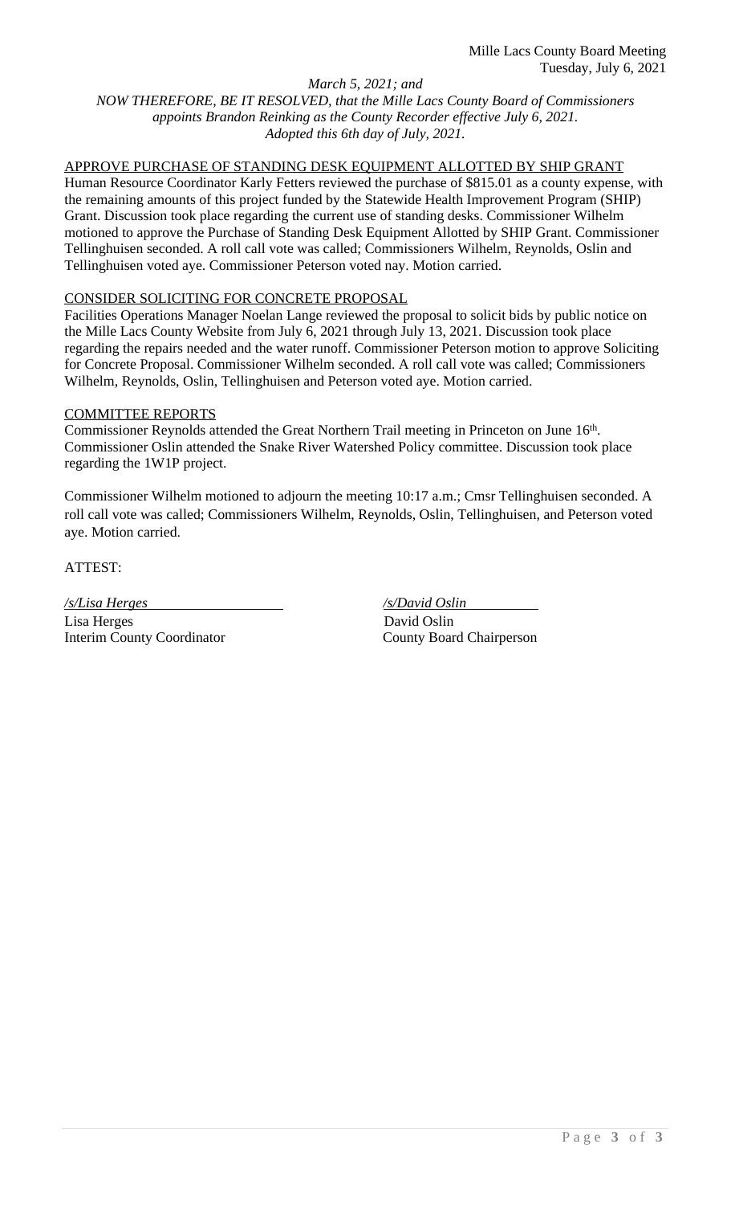*March 5, 2021; and*

*NOW THEREFORE, BE IT RESOLVED, that the Mille Lacs County Board of Commissioners appoints Brandon Reinking as the County Recorder effective July 6, 2021.*

*Adopted this 6th day of July, 2021.*

APPROVE PURCHASE OF STANDING DESK EQUIPMENT ALLOTTED BY SHIP GRANT

Human Resource Coordinator Karly Fetters reviewed the purchase of $815.01 as a county expense, with the remaining amounts of this project funded by the Statewide Health Improvement Program (SHIP) Grant. Discussion took place regarding the current use of standing desks. Commissioner Wilhelm motioned to approve the Purchase of Standing Desk Equipment Allotted by SHIP Grant. Commissioner Tellinghuisen seconded. A roll call vote was called; Commissioners Wilhelm, Reynolds, Oslin and Tellinghuisen voted aye. Commissioner Peterson voted nay. Motion carried.

CONSIDER SOLICITING FOR CONCRETE PROPOSAL

Facilities Operations Manager Noelan Lange reviewed the proposal to solicit bids by public notice on the Mille Lacs County Website from July 6, 2021 through July 13, 2021. Discussion took place regarding the repairs needed and the water runoff. Commissioner Peterson motion to approve Soliciting for Concrete Proposal. Commissioner Wilhelm seconded. A roll call vote was called; Commissioners Wilhelm, Reynolds, Oslin, Tellinghuisen and Peterson voted aye. Motion carried.

COMMITTEE REPORTS

Commissioner Reynolds attended the Great Northern Trail meeting in Princeton on June 16th. Commissioner Oslin attended the Snake River Watershed Policy committee. Discussion took place regarding the 1W1P project.

Commissioner Wilhelm motioned to adjourn the meeting 10:17 a.m.; Cmsr Tellinghuisen seconded. A roll call vote was called; Commissioners Wilhelm, Reynolds, Oslin, Tellinghuisen, and Peterson voted aye. Motion carried.

ATTEST:

*/s/Lisa Herges*
Lisa Herges
Interim County Coordinator

*/s/David Oslin*
David Oslin
County Board Chairperson